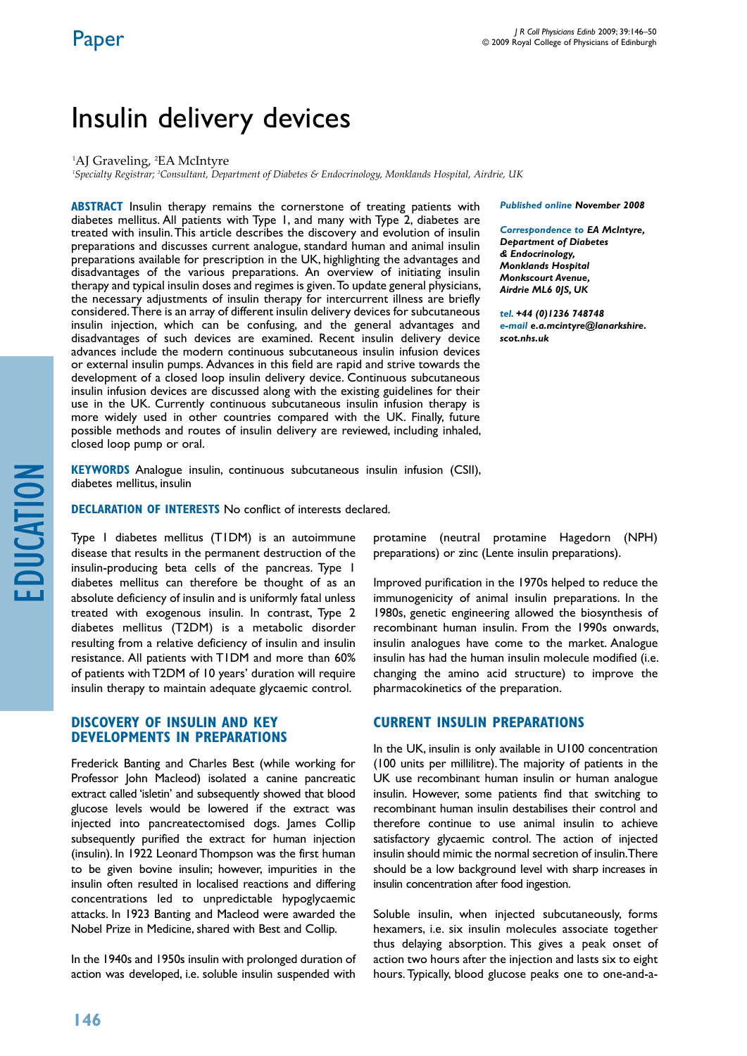Paper

# Insulin delivery devices

[1]AJ Graveling, [2]EA McIntyre

[1]*Specialty Registrar;* [2]*Consultant, Department of Diabetes & Endocrinology, Monklands Hospital, Airdrie, UK*

**ABSTRACT** Insulin therapy remains the cornerstone of treating patients with diabetes mellitus. All patients with Type 1, and many with Type 2, diabetes are treated with insulin. This article describes the discovery and evolution of insulin preparations and discusses current analogue, standard human and animal insulin preparations available for prescription in the UK, highlighting the advantages and disadvantages of the various preparations. An overview of initiating insulin therapy and typical insulin doses and regimes is given. To update general physicians, the necessary adjustments of insulin therapy for intercurrent illness are briefly considered. There is an array of different insulin delivery devices for subcutaneous insulin injection, which can be confusing, and the general advantages and disadvantages of such devices are examined. Recent insulin delivery device advances include the modern continuous subcutaneous insulin infusion devices or external insulin pumps. Advances in this field are rapid and strive towards the development of a closed loop insulin delivery device. Continuous subcutaneous insulin infusion devices are discussed along with the existing guidelines for their use in the UK. Currently continuous subcutaneous insulin infusion therapy is more widely used in other countries compared with the UK. Finally, future possible methods and routes of insulin delivery are reviewed, including inhaled, closed loop pump or oral.

***Published online** November 2008*

***Correspondence to** EA McIntyre, Department of Diabetes & Endocrinology, Monklands Hospital Monkscourt Avenue, Airdrie ML6 0JS, UK*

***tel.** +44 (0)1236 748748*
***e-mail** e.a.mcintyre@lanarkshire.scot.nhs.uk*

**KEYWORDS** Analogue insulin, continuous subcutaneous insulin infusion (CSII), diabetes mellitus, insulin

**DECLARATION OF INTERESTS** No conflict of interests declared.

Type 1 diabetes mellitus (T1DM) is an autoimmune disease that results in the permanent destruction of the insulin-producing beta cells of the pancreas. Type 1 diabetes mellitus can therefore be thought of as an absolute deficiency of insulin and is uniformly fatal unless treated with exogenous insulin. In contrast, Type 2 diabetes mellitus (T2DM) is a metabolic disorder resulting from a relative deficiency of insulin and insulin resistance. All patients with T1DM and more than 60% of patients with T2DM of 10 years' duration will require insulin therapy to maintain adequate glycaemic control.

## DISCOVERY OF INSULIN AND KEY DEVELOPMENTS IN PREPARATIONS

Frederick Banting and Charles Best (while working for Professor John Macleod) isolated a canine pancreatic extract called 'isletin' and subsequently showed that blood glucose levels would be lowered if the extract was injected into pancreatectomised dogs. James Collip subsequently purified the extract for human injection (insulin). In 1922 Leonard Thompson was the first human to be given bovine insulin; however, impurities in the insulin often resulted in localised reactions and differing concentrations led to unpredictable hypoglycaemic attacks. In 1923 Banting and Macleod were awarded the Nobel Prize in Medicine, shared with Best and Collip.

In the 1940s and 1950s insulin with prolonged duration of action was developed, i.e. soluble insulin suspended with protamine (neutral protamine Hagedorn (NPH) preparations) or zinc (Lente insulin preparations).

Improved purification in the 1970s helped to reduce the immunogenicity of animal insulin preparations. In the 1980s, genetic engineering allowed the biosynthesis of recombinant human insulin. From the 1990s onwards, insulin analogues have come to the market. Analogue insulin has had the human insulin molecule modified (i.e. changing the amino acid structure) to improve the pharmacokinetics of the preparation.

## CURRENT INSULIN PREPARATIONS

In the UK, insulin is only available in U100 concentration (100 units per millilitre). The majority of patients in the UK use recombinant human insulin or human analogue insulin. However, some patients find that switching to recombinant human insulin destabilises their control and therefore continue to use animal insulin to achieve satisfactory glycaemic control. The action of injected insulin should mimic the normal secretion of insulin. There should be a low background level with sharp increases in insulin concentration after food ingestion.

Soluble insulin, when injected subcutaneously, forms hexamers, i.e. six insulin molecules associate together thus delaying absorption. This gives a peak onset of action two hours after the injection and lasts six to eight hours. Typically, blood glucose peaks one to one-and-a-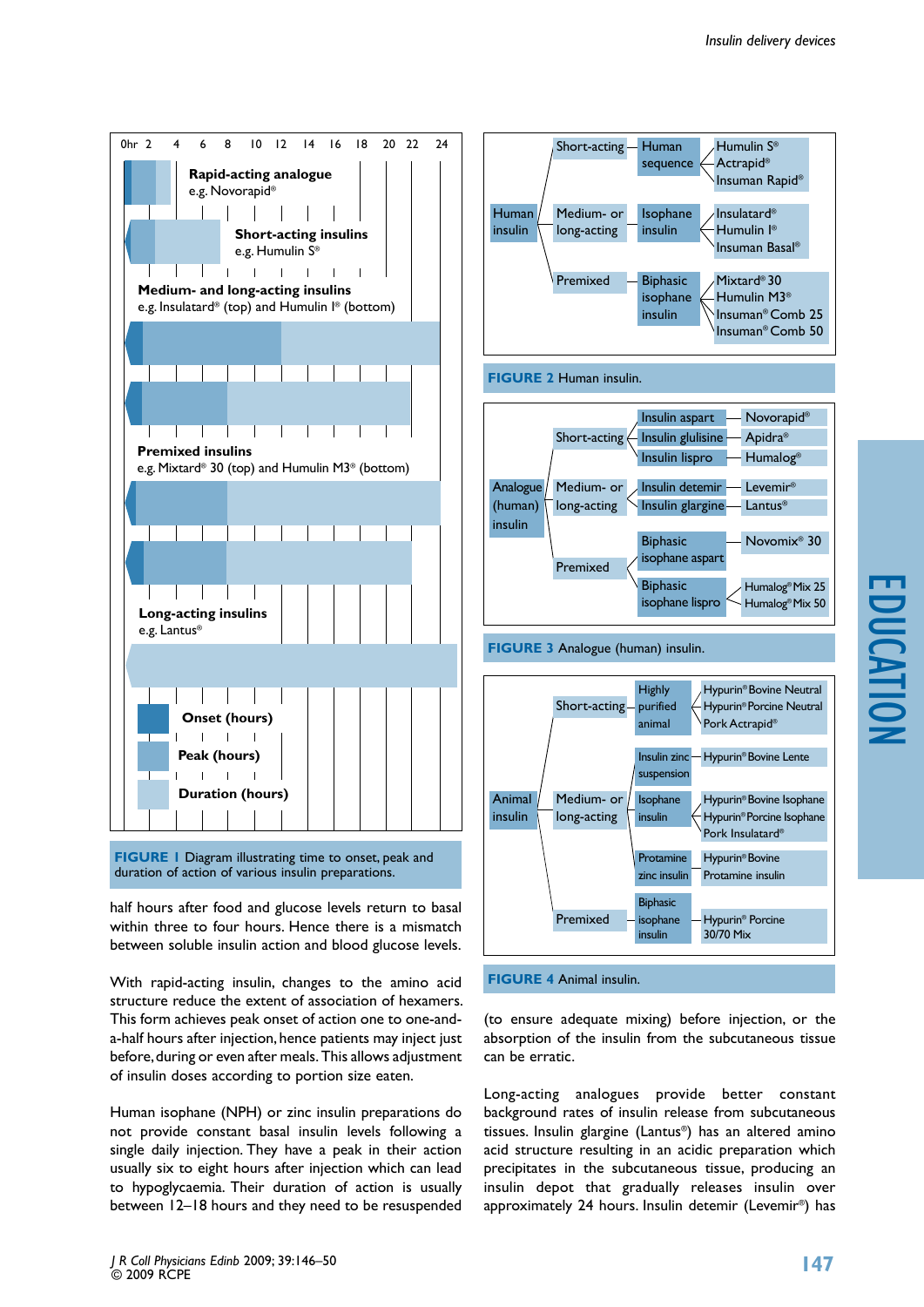**Figure 1**

0hr 2 4 6 8 10 12 14 16 18 20 22 24

**Rapid-acting analogue**
e.g. Novorapid®

**Short-acting insulins**
e.g. Humulin S®

**Medium- and long-acting insulins**
e.g. Insulatard® (top) and Humulin I® (bottom)

**Premixed insulins**
e.g. Mixtard® 30 (top) and Humulin M3® (bottom)

**Long-acting insulins**
e.g. Lantus®

**Onset (hours)**

**Peak (hours)**

**Duration (hours)**

**FIGURE 1** Diagram illustrating time to onset, peak and duration of action of various insulin preparations.

half hours after food and glucose levels return to basal within three to four hours. Hence there is a mismatch between soluble insulin action and blood glucose levels.

With rapid-acting insulin, changes to the amino acid structure reduce the extent of association of hexamers. This form achieves peak onset of action one to one-and-a-half hours after injection, hence patients may inject just before, during or even after meals. This allows adjustment of insulin doses according to portion size eaten.

Human isophane (NPH) or zinc insulin preparations do not provide constant basal insulin levels following a single daily injection. They have a peak in their action usually six to eight hours after injection which can lead to hypoglycaemia. Their duration of action is usually between 12–18 hours and they need to be resuspended (to ensure adequate mixing) before injection, or the absorption of the insulin from the subcutaneous tissue can be erratic.

Long-acting analogues provide better constant background rates of insulin release from subcutaneous tissues. Insulin glargine (Lantus®) has an altered amino acid structure resulting in an acidic preparation which precipitates in the subcutaneous tissue, producing an insulin depot that gradually releases insulin over approximately 24 hours. Insulin detemir (Levemir®) has

**Figure 2**

- Human insulin
  - Short-acting — Human sequence — Humulin S®, Actrapid®, Insuman Rapid®
  - Medium- or long-acting — Isophane insulin — Insulatard®, Humulin I®, Insuman Basal®
  - Premixed — Biphasic isophane insulin — Mixtard® 30, Humulin M3®, Insuman® Comb 25, Insuman® Comb 50

**FIGURE 2** Human insulin.

**Figure 3**

- Analogue (human) insulin
  - Short-acting
    - Insulin aspart — Novorapid®
    - Insulin glulisine — Apidra®
    - Insulin lispro — Humalog®
  - Medium- or long-acting
    - Insulin detemir — Levemir®
    - Insulin glargine — Lantus®
  - Premixed
    - Biphasic isophane aspart — Novomix® 30
    - Biphasic isophane lispro — Humalog® Mix 25, Humalog® Mix 50

**FIGURE 3** Analogue (human) insulin.

**Figure 4**

- Animal insulin
  - Short-acting — Highly purified animal — Hypurin® Bovine Neutral, Hypurin® Porcine Neutral, Pork Actrapid®
  - Medium- or long-acting
    - Insulin zinc suspension — Hypurin® Bovine Lente
    - Isophane insulin — Hypurin® Bovine Isophane, Hypurin® Porcine Isophane, Pork Insulatard®
    - Protamine zinc insulin — Hypurin® Bovine Protamine insulin
  - Premixed — Biphasic isophane insulin — Hypurin® Porcine 30/70 Mix

**FIGURE 4** Animal insulin.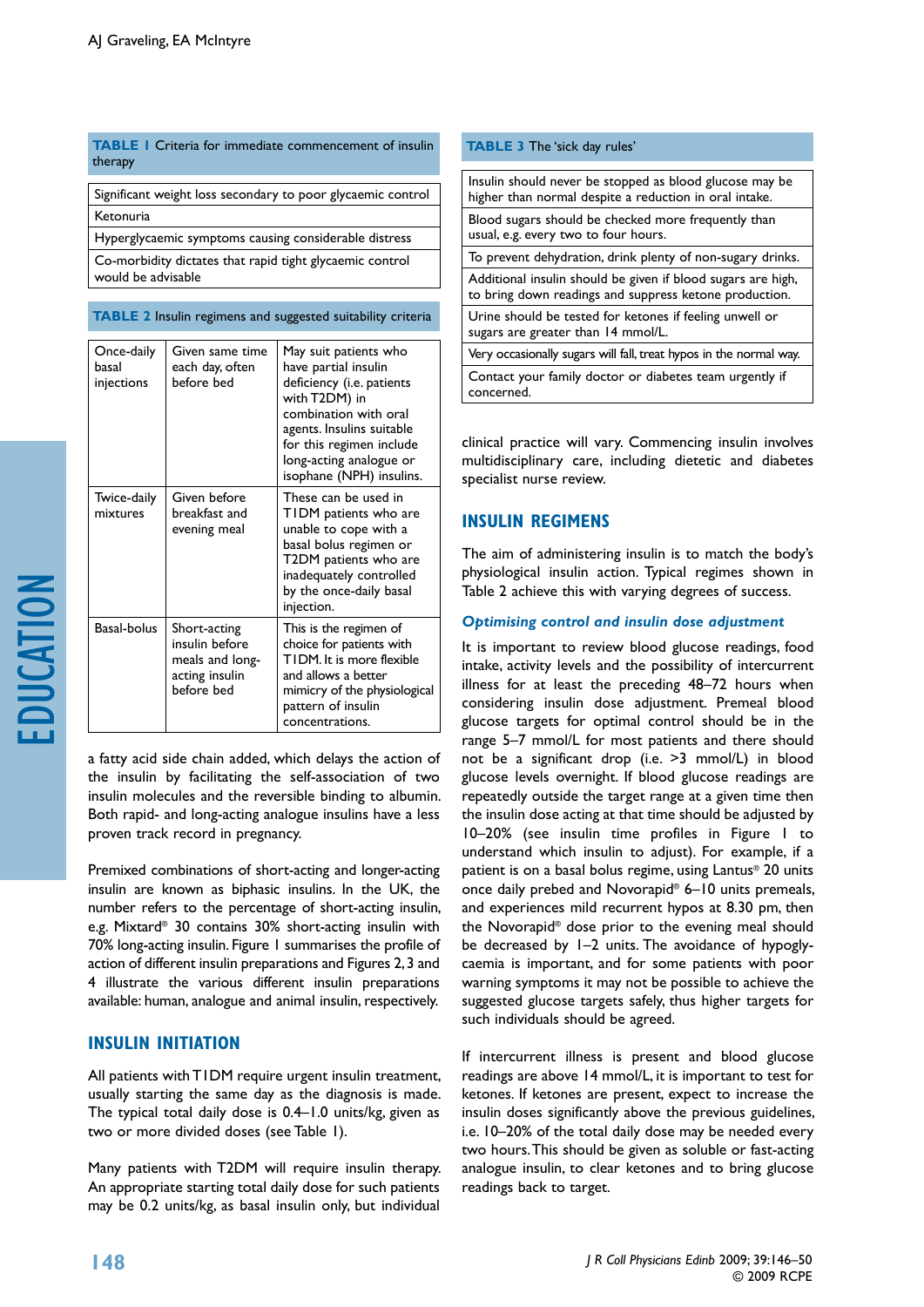**TABLE 1** Criteria for immediate commencement of insulin therapy

| |
|---|
| Significant weight loss secondary to poor glycaemic control |
| Ketonuria |
| Hyperglycaemic symptoms causing considerable distress |
| Co-morbidity dictates that rapid tight glycaemic control would be advisable |

**TABLE 2** Insulin regimens and suggested suitability criteria

| | | |
|---|---|---|
| Once-daily basal injections | Given same time each day, often before bed | May suit patients who have partial insulin deficiency (i.e. patients with T2DM) in combination with oral agents. Insulins suitable for this regimen include long-acting analogue or isophane (NPH) insulins. |
| Twice-daily mixtures | Given before breakfast and evening meal | These can be used in T1DM patients who are unable to cope with a basal bolus regimen or T2DM patients who are inadequately controlled by the once-daily basal injection. |
| Basal-bolus | Short-acting insulin before meals and long-acting insulin before bed | This is the regimen of choice for patients with T1DM. It is more flexible and allows a better mimicry of the physiological pattern of insulin concentrations. |

a fatty acid side chain added, which delays the action of the insulin by facilitating the self-association of two insulin molecules and the reversible binding to albumin. Both rapid- and long-acting analogue insulins have a less proven track record in pregnancy.

Premixed combinations of short-acting and longer-acting insulin are known as biphasic insulins. In the UK, the number refers to the percentage of short-acting insulin, e.g. Mixtard® 30 contains 30% short-acting insulin with 70% long-acting insulin. Figure 1 summarises the profile of action of different insulin preparations and Figures 2, 3 and 4 illustrate the various different insulin preparations available: human, analogue and animal insulin, respectively.

## INSULIN INITIATION

All patients with T1DM require urgent insulin treatment, usually starting the same day as the diagnosis is made. The typical total daily dose is 0.4–1.0 units/kg, given as two or more divided doses (see Table 1).

Many patients with T2DM will require insulin therapy. An appropriate starting total daily dose for such patients may be 0.2 units/kg, as basal insulin only, but individual clinical practice will vary. Commencing insulin involves multidisciplinary care, including dietetic and diabetes specialist nurse review.

**TABLE 3** The 'sick day rules'

| |
|---|
| Insulin should never be stopped as blood glucose may be higher than normal despite a reduction in oral intake. |
| Blood sugars should be checked more frequently than usual, e.g. every two to four hours. |
| To prevent dehydration, drink plenty of non-sugary drinks. |
| Additional insulin should be given if blood sugars are high, to bring down readings and suppress ketone production. |
| Urine should be tested for ketones if feeling unwell or sugars are greater than 14 mmol/L. |
| Very occasionally sugars will fall, treat hypos in the normal way. |
| Contact your family doctor or diabetes team urgently if concerned. |

## INSULIN REGIMENS

The aim of administering insulin is to match the body's physiological insulin action. Typical regimes shown in Table 2 achieve this with varying degrees of success.

### *Optimising control and insulin dose adjustment*

It is important to review blood glucose readings, food intake, activity levels and the possibility of intercurrent illness for at least the preceding 48–72 hours when considering insulin dose adjustment. Premeal blood glucose targets for optimal control should be in the range 5–7 mmol/L for most patients and there should not be a significant drop (i.e. >3 mmol/L) in blood glucose levels overnight. If blood glucose readings are repeatedly outside the target range at a given time then the insulin dose acting at that time should be adjusted by 10–20% (see insulin time profiles in Figure 1 to understand which insulin to adjust). For example, if a patient is on a basal bolus regime, using Lantus® 20 units once daily prebed and Novorapid® 6–10 units premeals, and experiences mild recurrent hypos at 8.30 pm, then the Novorapid® dose prior to the evening meal should be decreased by 1–2 units. The avoidance of hypoglycaemia is important, and for some patients with poor warning symptoms it may not be possible to achieve the suggested glucose targets safely, thus higher targets for such individuals should be agreed.

If intercurrent illness is present and blood glucose readings are above 14 mmol/L, it is important to test for ketones. If ketones are present, expect to increase the insulin doses significantly above the previous guidelines, i.e. 10–20% of the total daily dose may be needed every two hours. This should be given as soluble or fast-acting analogue insulin, to clear ketones and to bring glucose readings back to target.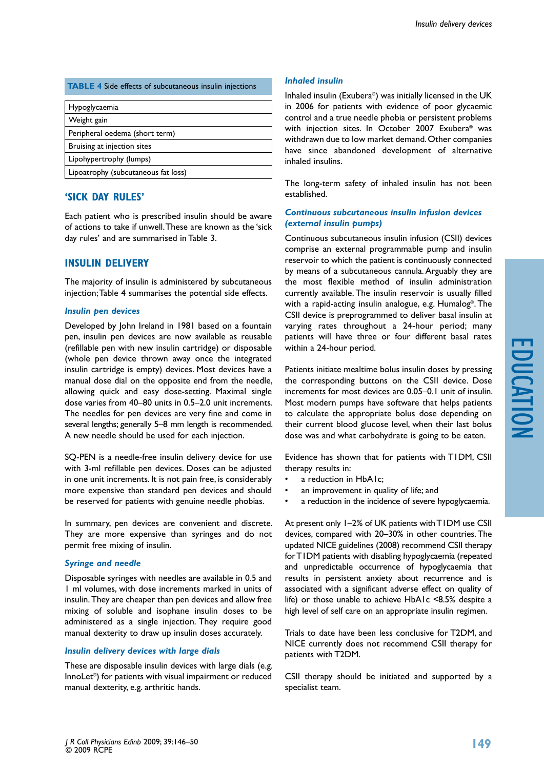**TABLE 4** Side effects of subcutaneous insulin injections

| |
|---|
| Hypoglycaemia |
| Weight gain |
| Peripheral oedema (short term) |
| Bruising at injection sites |
| Lipohypertrophy (lumps) |
| Lipoatrophy (subcutaneous fat loss) |

## 'SICK DAY RULES'

Each patient who is prescribed insulin should be aware of actions to take if unwell. These are known as the 'sick day rules' and are summarised in Table 3.

## INSULIN DELIVERY

The majority of insulin is administered by subcutaneous injection; Table 4 summarises the potential side effects.

### *Insulin pen devices*

Developed by John Ireland in 1981 based on a fountain pen, insulin pen devices are now available as reusable (refillable pen with new insulin cartridge) or disposable (whole pen device thrown away once the integrated insulin cartridge is empty) devices. Most devices have a manual dose dial on the opposite end from the needle, allowing quick and easy dose-setting. Maximal single dose varies from 40–80 units in 0.5–2.0 unit increments. The needles for pen devices are very fine and come in several lengths; generally 5–8 mm length is recommended. A new needle should be used for each injection.

SQ-PEN is a needle-free insulin delivery device for use with 3-ml refillable pen devices. Doses can be adjusted in one unit increments. It is not pain free, is considerably more expensive than standard pen devices and should be reserved for patients with genuine needle phobias.

In summary, pen devices are convenient and discrete. They are more expensive than syringes and do not permit free mixing of insulin.

### *Syringe and needle*

Disposable syringes with needles are available in 0.5 and 1 ml volumes, with dose increments marked in units of insulin. They are cheaper than pen devices and allow free mixing of soluble and isophane insulin doses to be administered as a single injection. They require good manual dexterity to draw up insulin doses accurately.

### *Insulin delivery devices with large dials*

These are disposable insulin devices with large dials (e.g. InnoLet®) for patients with visual impairment or reduced manual dexterity, e.g. arthritic hands.

### *Inhaled insulin*

Inhaled insulin (Exubera®) was initially licensed in the UK in 2006 for patients with evidence of poor glycaemic control and a true needle phobia or persistent problems with injection sites. In October 2007 Exubera® was withdrawn due to low market demand. Other companies have since abandoned development of alternative inhaled insulins.

The long-term safety of inhaled insulin has not been established.

### *Continuous subcutaneous insulin infusion devices (external insulin pumps)*

Continuous subcutaneous insulin infusion (CSII) devices comprise an external programmable pump and insulin reservoir to which the patient is continuously connected by means of a subcutaneous cannula. Arguably they are the most flexible method of insulin administration currently available. The insulin reservoir is usually filled with a rapid-acting insulin analogue, e.g. Humalog®. The CSII device is preprogrammed to deliver basal insulin at varying rates throughout a 24-hour period; many patients will have three or four different basal rates within a 24-hour period.

Patients initiate mealtime bolus insulin doses by pressing the corresponding buttons on the CSII device. Dose increments for most devices are 0.05–0.1 unit of insulin. Most modern pumps have software that helps patients to calculate the appropriate bolus dose depending on their current blood glucose level, when their last bolus dose was and what carbohydrate is going to be eaten.

Evidence has shown that for patients with T1DM, CSII therapy results in:

- a reduction in HbA1c;
- an improvement in quality of life; and
- a reduction in the incidence of severe hypoglycaemia.

At present only 1–2% of UK patients with T1DM use CSII devices, compared with 20–30% in other countries. The updated NICE guidelines (2008) recommend CSII therapy for T1DM patients with disabling hypoglycaemia (repeated and unpredictable occurrence of hypoglycaemia that results in persistent anxiety about recurrence and is associated with a significant adverse effect on quality of life) or those unable to achieve HbA1c <8.5% despite a high level of self care on an appropriate insulin regimen.

Trials to date have been less conclusive for T2DM, and NICE currently does not recommend CSII therapy for patients with T2DM.

CSII therapy should be initiated and supported by a specialist team.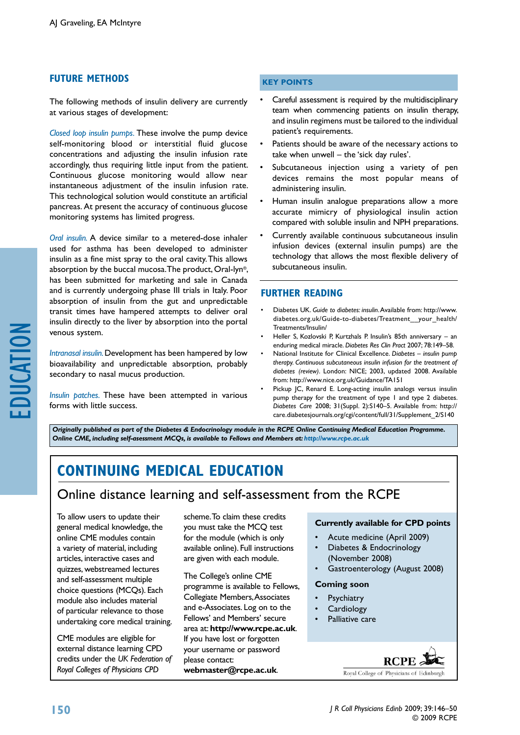## FUTURE METHODS

The following methods of insulin delivery are currently at various stages of development:

*Closed loop insulin pumps.* These involve the pump device self-monitoring blood or interstitial fluid glucose concentrations and adjusting the insulin infusion rate accordingly, thus requiring little input from the patient. Continuous glucose monitoring would allow near instantaneous adjustment of the insulin infusion rate. This technological solution would constitute an artificial pancreas. At present the accuracy of continuous glucose monitoring systems has limited progress.

*Oral insulin.* A device similar to a metered-dose inhaler used for asthma has been developed to administer insulin as a fine mist spray to the oral cavity. This allows absorption by the buccal mucosa. The product, Oral-lyn®, has been submitted for marketing and sale in Canada and is currently undergoing phase III trials in Italy. Poor absorption of insulin from the gut and unpredictable transit times have hampered attempts to deliver oral insulin directly to the liver by absorption into the portal venous system.

*Intranasal insulin.* Development has been hampered by low bioavailability and unpredictable absorption, probably secondary to nasal mucus production.

*Insulin patches.* These have been attempted in various forms with little success.

## KEY POINTS

- Careful assessment is required by the multidisciplinary team when commencing patients on insulin therapy, and insulin regimens must be tailored to the individual patient's requirements.
- Patients should be aware of the necessary actions to take when unwell – the 'sick day rules'.
- Subcutaneous injection using a variety of pen devices remains the most popular means of administering insulin.
- Human insulin analogue preparations allow a more accurate mimicry of physiological insulin action compared with soluble insulin and NPH preparations.
- Currently available continuous subcutaneous insulin infusion devices (external insulin pumps) are the technology that allows the most flexible delivery of subcutaneous insulin.

## FURTHER READING

- Diabetes UK. *Guide to diabetes: insulin.* Available from: http://www.diabetes.org.uk/Guide-to-diabetes/Treatment__your_health/Treatments/Insulin/
- Heller S, Kozlovski P, Kurtzhals P. Insulin's 85th anniversary – an enduring medical miracle. *Diabetes Res Clin Pract* 2007; 78:149–58.
- National Institute for Clinical Excellence. *Diabetes – insulin pump therapy. Continuous subcutaneous insulin infusion for the treatment of diabetes (review).* London: NICE; 2003, updated 2008. Available from: http://www.nice.org.uk/Guidance/TA151
- Pickup JC, Renard E. Long-acting insulin analogs versus insulin pump therapy for the treatment of type 1 and type 2 diabetes. *Diabetes Care* 2008; 31(Suppl. 2):S140–5. Available from: http://care.diabetesjournals.org/cgi/content/full/31/Supplement_2/S140

***Originally published as part of the Diabetes & Endocrinology module in the RCPE Online Continuing Medical Education Programme. Online CME, including self-asessment MCQs, is available to Fellows and Members at: http://www.rcpe.ac.uk***

## CONTINUING MEDICAL EDUCATION

### Online distance learning and self-assessment from the RCPE

To allow users to update their general medical knowledge, the online CME modules contain a variety of material, including articles, interactive cases and quizzes, webstreamed lectures and self-assessment multiple choice questions (MCQs). Each module also includes material of particular relevance to those undertaking core medical training.

CME modules are eligible for external distance learning CPD credits under the *UK Federation of Royal Colleges of Physicians CPD* scheme. To claim these credits you must take the MCQ test for the module (which is only available online). Full instructions are given with each module.

The College's online CME programme is available to Fellows, Collegiate Members, Associates and e-Associates. Log on to the Fellows' and Members' secure area at: **http://www.rcpe.ac.uk**. If you have lost or forgotten your username or password please contact: **webmaster@rcpe.ac.uk**.

**Currently available for CPD points**

- Acute medicine (April 2009)
- Diabetes & Endocrinology (November 2008)
- Gastroenterology (August 2008)

**Coming soon**

- Psychiatry
- Cardiology
- Palliative care

RCPE
Royal College of Physicians of Edinburgh